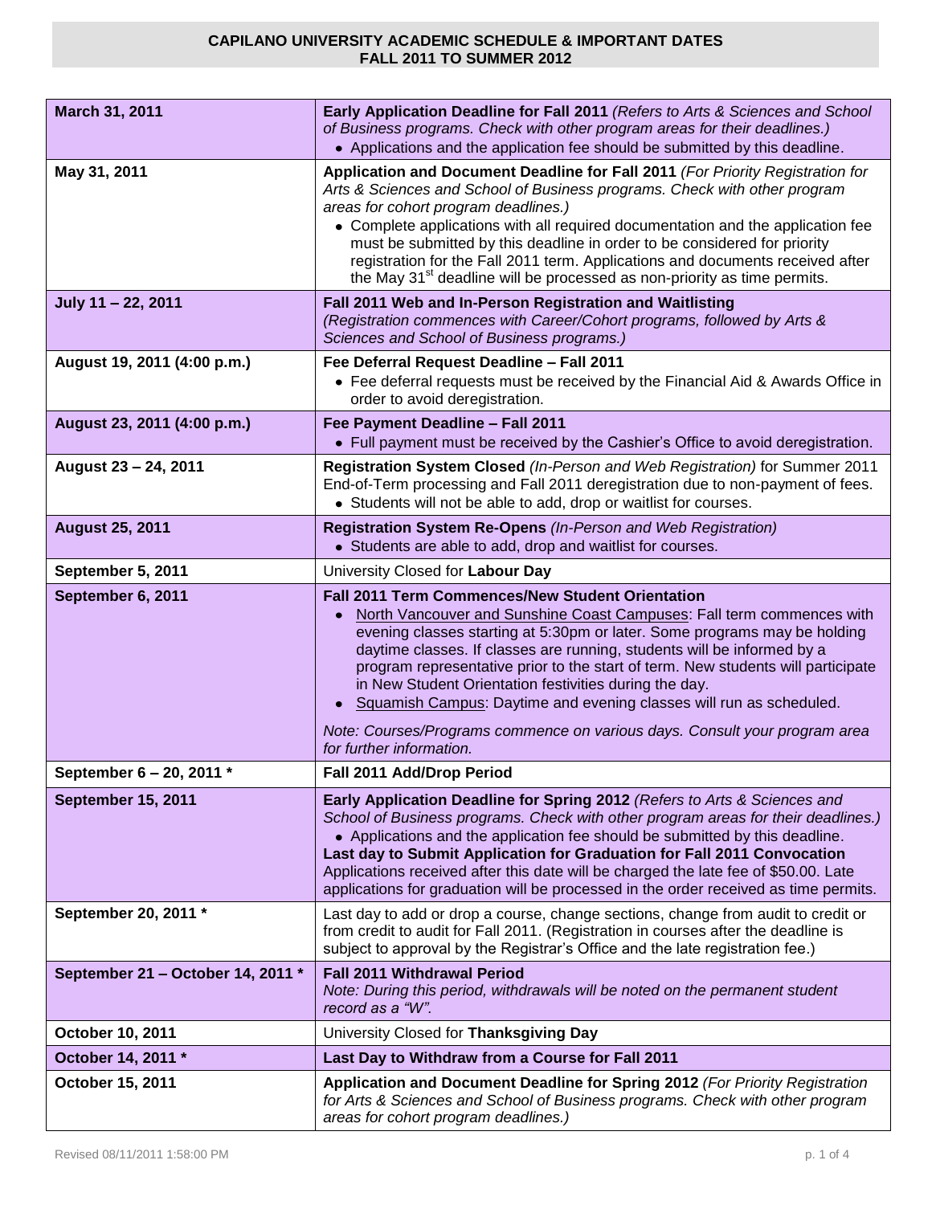# CAPILANO UNIVERSITY ACADEMIC SCHEDULE & IMPORTANT DATES
## FALL 2011 TO SUMMER 2012

| Date | Event |
|---|---|
| **March 31, 2011** | **Early Application Deadline for Fall 2011** *(Refers to Arts & Sciences and School of Business programs. Check with other program areas for their deadlines.)*<br>• Applications and the application fee should be submitted by this deadline. |
| **May 31, 2011** | **Application and Document Deadline for Fall 2011** *(For Priority Registration for Arts & Sciences and School of Business programs. Check with other program areas for cohort program deadlines.)*<br>• Complete applications with all required documentation and the application fee must be submitted by this deadline in order to be considered for priority registration for the Fall 2011 term. Applications and documents received after the May 31st deadline will be processed as non-priority as time permits. |
| **July 11 – 22, 2011** | **Fall 2011 Web and In-Person Registration and Waitlisting**<br>*(Registration commences with Career/Cohort programs, followed by Arts & Sciences and School of Business programs.)* |
| **August 19, 2011 (4:00 p.m.)** | **Fee Deferral Request Deadline – Fall 2011**<br>• Fee deferral requests must be received by the Financial Aid & Awards Office in order to avoid deregistration. |
| **August 23, 2011 (4:00 p.m.)** | **Fee Payment Deadline – Fall 2011**<br>• Full payment must be received by the Cashier's Office to avoid deregistration. |
| **August 23 – 24, 2011** | **Registration System Closed** *(In-Person and Web Registration)* for Summer 2011 End-of-Term processing and Fall 2011 deregistration due to non-payment of fees.<br>• Students will not be able to add, drop or waitlist for courses. |
| **August 25, 2011** | **Registration System Re-Opens** *(In-Person and Web Registration)*<br>• Students are able to add, drop and waitlist for courses. |
| **September 5, 2011** | University Closed for **Labour Day** |
| **September 6, 2011** | **Fall 2011 Term Commences/New Student Orientation**<br>• North Vancouver and Sunshine Coast Campuses: Fall term commences with evening classes starting at 5:30pm or later. Some programs may be holding daytime classes. If classes are running, students will be informed by a program representative prior to the start of term. New students will participate in New Student Orientation festivities during the day.<br>• Squamish Campus: Daytime and evening classes will run as scheduled.<br>*Note: Courses/Programs commence on various days. Consult your program area for further information.* |
| **September 6 – 20, 2011 \*** | **Fall 2011 Add/Drop Period** |
| **September 15, 2011** | **Early Application Deadline for Spring 2012** *(Refers to Arts & Sciences and School of Business programs. Check with other program areas for their deadlines.)*<br>• Applications and the application fee should be submitted by this deadline.<br>**Last day to Submit Application for Graduation for Fall 2011 Convocation**<br>Applications received after this date will be charged the late fee of $50.00. Late applications for graduation will be processed in the order received as time permits. |
| **September 20, 2011 \*** | Last day to add or drop a course, change sections, change from audit to credit or from credit to audit for Fall 2011. (Registration in courses after the deadline is subject to approval by the Registrar's Office and the late registration fee.) |
| **September 21 – October 14, 2011 \*** | **Fall 2011 Withdrawal Period**<br>*Note: During this period, withdrawals will be noted on the permanent student record as a "W".* |
| **October 10, 2011** | University Closed for **Thanksgiving Day** |
| **October 14, 2011 \*** | **Last Day to Withdraw from a Course for Fall 2011** |
| **October 15, 2011** | **Application and Document Deadline for Spring 2012** *(For Priority Registration for Arts & Sciences and School of Business programs. Check with other program areas for cohort program deadlines.)* |

Revised 08/11/2011 1:58:00 PM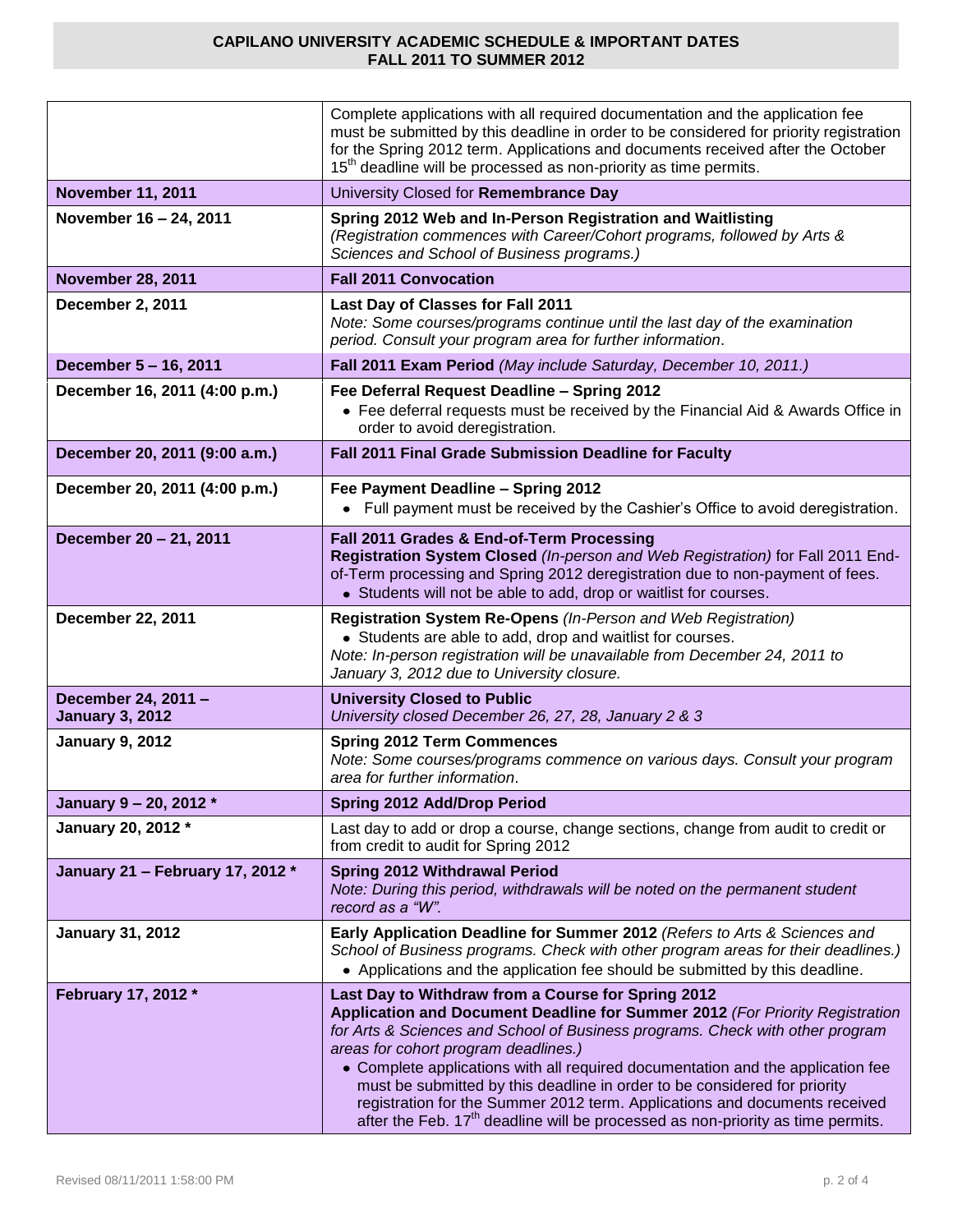# CAPILANO UNIVERSITY ACADEMIC SCHEDULE & IMPORTANT DATES
## FALL 2011 TO SUMMER 2012

| Date | Event |
|---|---|
| | Complete applications with all required documentation and the application fee must be submitted by this deadline in order to be considered for priority registration for the Spring 2012 term. Applications and documents received after the October 15th deadline will be processed as non-priority as time permits. |
| **November 11, 2011** | University Closed for **Remembrance Day** |
| **November 16 – 24, 2011** | **Spring 2012 Web and In-Person Registration and Waitlisting** *(Registration commences with Career/Cohort programs, followed by Arts & Sciences and School of Business programs.)* |
| **November 28, 2011** | **Fall 2011 Convocation** |
| **December 2, 2011** | **Last Day of Classes for Fall 2011** *Note: Some courses/programs continue until the last day of the examination period. Consult your program area for further information*. |
| **December 5 – 16, 2011** | **Fall 2011 Exam Period** *(May include Saturday, December 10, 2011.)* |
| **December 16, 2011 (4:00 p.m.)** | **Fee Deferral Request Deadline – Spring 2012** • Fee deferral requests must be received by the Financial Aid & Awards Office in order to avoid deregistration. |
| **December 20, 2011 (9:00 a.m.)** | **Fall 2011 Final Grade Submission Deadline for Faculty** |
| **December 20, 2011 (4:00 p.m.)** | **Fee Payment Deadline – Spring 2012** • Full payment must be received by the Cashier's Office to avoid deregistration. |
| **December 20 – 21, 2011** | **Fall 2011 Grades & End-of-Term Processing** **Registration System Closed** *(In-person and Web Registration)* for Fall 2011 End-of-Term processing and Spring 2012 deregistration due to non-payment of fees. • Students will not be able to add, drop or waitlist for courses. |
| **December 22, 2011** | **Registration System Re-Opens** *(In-Person and Web Registration)* • Students are able to add, drop and waitlist for courses. *Note: In-person registration will be unavailable from December 24, 2011 to January 3, 2012 due to University closure.* |
| **December 24, 2011 – January 3, 2012** | **University Closed to Public** *University closed December 26, 27, 28, January 2 & 3* |
| **January 9, 2012** | **Spring 2012 Term Commences** *Note: Some courses/programs commence on various days. Consult your program area for further information*. |
| **January 9 – 20, 2012 *** | **Spring 2012 Add/Drop Period** |
| **January 20, 2012 *** | Last day to add or drop a course, change sections, change from audit to credit or from credit to audit for Spring 2012 |
| **January 21 – February 17, 2012 *** | **Spring 2012 Withdrawal Period** *Note: During this period, withdrawals will be noted on the permanent student record as a "W".* |
| **January 31, 2012** | **Early Application Deadline for Summer 2012** *(Refers to Arts & Sciences and School of Business programs. Check with other program areas for their deadlines.)* • Applications and the application fee should be submitted by this deadline. |
| **February 17, 2012 *** | **Last Day to Withdraw from a Course for Spring 2012** **Application and Document Deadline for Summer 2012** *(For Priority Registration for Arts & Sciences and School of Business programs. Check with other program areas for cohort program deadlines.)* • Complete applications with all required documentation and the application fee must be submitted by this deadline in order to be considered for priority registration for the Summer 2012 term. Applications and documents received after the Feb. 17th deadline will be processed as non-priority as time permits. |

Revised 08/11/2011 1:58:00 PM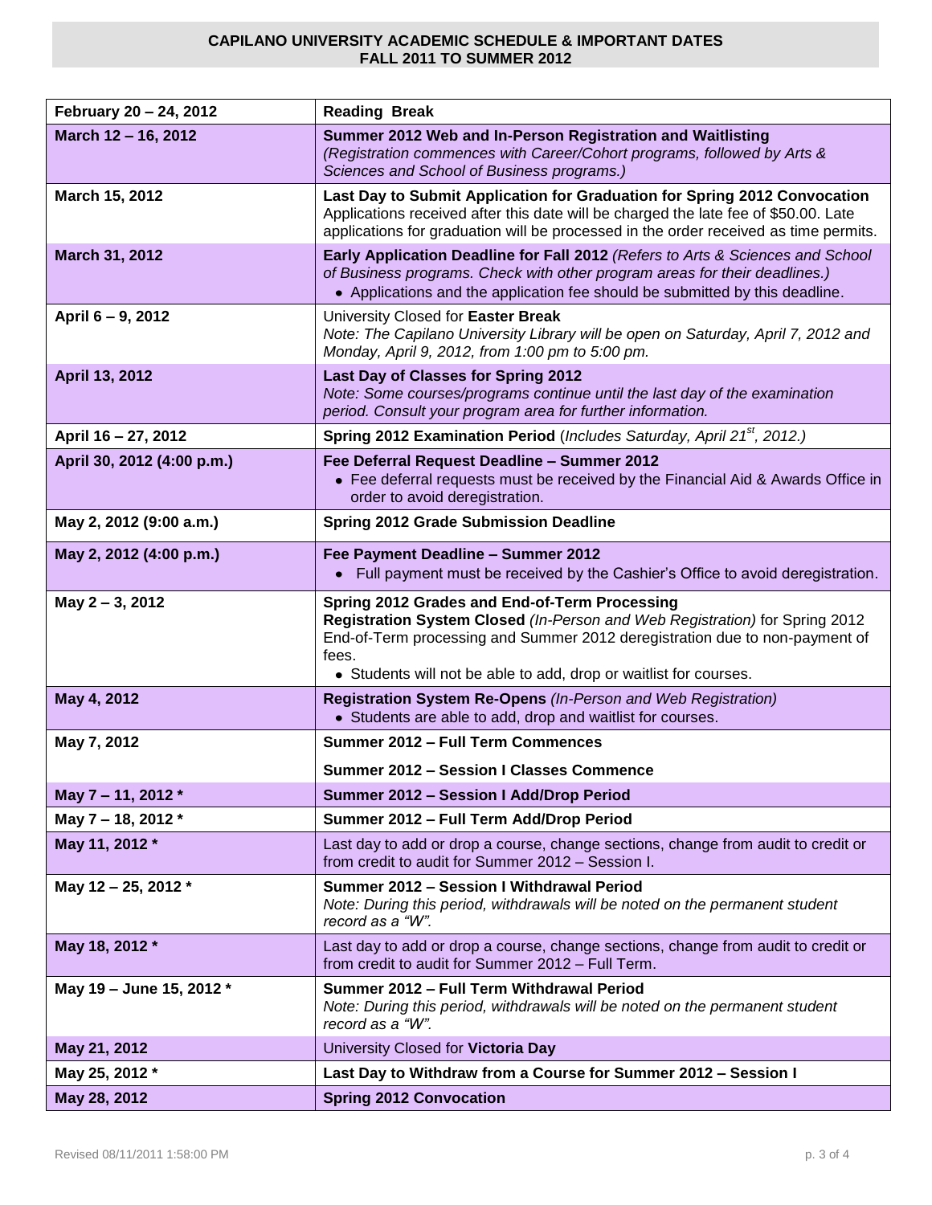**CAPILANO UNIVERSITY ACADEMIC SCHEDULE & IMPORTANT DATES**
**FALL 2011 TO SUMMER 2012**

| | |
|---|---|
| **February 20 – 24, 2012** | **Reading Break** |
| **March 12 – 16, 2012** | **Summer 2012 Web and In-Person Registration and Waitlisting** *(Registration commences with Career/Cohort programs, followed by Arts & Sciences and School of Business programs.)* |
| **March 15, 2012** | **Last Day to Submit Application for Graduation for Spring 2012 Convocation** Applications received after this date will be charged the late fee of $50.00. Late applications for graduation will be processed in the order received as time permits. |
| **March 31, 2012** | **Early Application Deadline for Fall 2012** *(Refers to Arts & Sciences and School of Business programs. Check with other program areas for their deadlines.)* • Applications and the application fee should be submitted by this deadline. |
| **April 6 – 9, 2012** | University Closed for **Easter Break** *Note: The Capilano University Library will be open on Saturday, April 7, 2012 and Monday, April 9, 2012, from 1:00 pm to 5:00 pm.* |
| **April 13, 2012** | **Last Day of Classes for Spring 2012** *Note: Some courses/programs continue until the last day of the examination period. Consult your program area for further information.* |
| **April 16 – 27, 2012** | **Spring 2012 Examination Period** (*Includes Saturday, April 21st, 2012.)* |
| **April 30, 2012 (4:00 p.m.)** | **Fee Deferral Request Deadline – Summer 2012** • Fee deferral requests must be received by the Financial Aid & Awards Office in order to avoid deregistration. |
| **May 2, 2012 (9:00 a.m.)** | **Spring 2012 Grade Submission Deadline** |
| **May 2, 2012 (4:00 p.m.)** | **Fee Payment Deadline – Summer 2012** • Full payment must be received by the Cashier's Office to avoid deregistration. |
| **May 2 – 3, 2012** | **Spring 2012 Grades and End-of-Term Processing** **Registration System Closed** *(In-Person and Web Registration)* for Spring 2012 End-of-Term processing and Summer 2012 deregistration due to non-payment of fees. • Students will not be able to add, drop or waitlist for courses. |
| **May 4, 2012** | **Registration System Re-Opens** *(In-Person and Web Registration)* • Students are able to add, drop and waitlist for courses. |
| **May 7, 2012** | **Summer 2012 – Full Term Commences** **Summer 2012 – Session I Classes Commence** |
| **May 7 – 11, 2012 \*** | **Summer 2012 – Session I Add/Drop Period** |
| **May 7 – 18, 2012 \*** | **Summer 2012 – Full Term Add/Drop Period** |
| **May 11, 2012 \*** | Last day to add or drop a course, change sections, change from audit to credit or from credit to audit for Summer 2012 – Session I. |
| **May 12 – 25, 2012 \*** | **Summer 2012 – Session I Withdrawal Period** *Note: During this period, withdrawals will be noted on the permanent student record as a "W".* |
| **May 18, 2012 \*** | Last day to add or drop a course, change sections, change from audit to credit or from credit to audit for Summer 2012 – Full Term. |
| **May 19 – June 15, 2012 \*** | **Summer 2012 – Full Term Withdrawal Period** *Note: During this period, withdrawals will be noted on the permanent student record as a "W".* |
| **May 21, 2012** | University Closed for **Victoria Day** |
| **May 25, 2012 \*** | **Last Day to Withdraw from a Course for Summer 2012 – Session I** |
| **May 28, 2012** | **Spring 2012 Convocation** |

Revised 08/11/2011 1:58:00 PM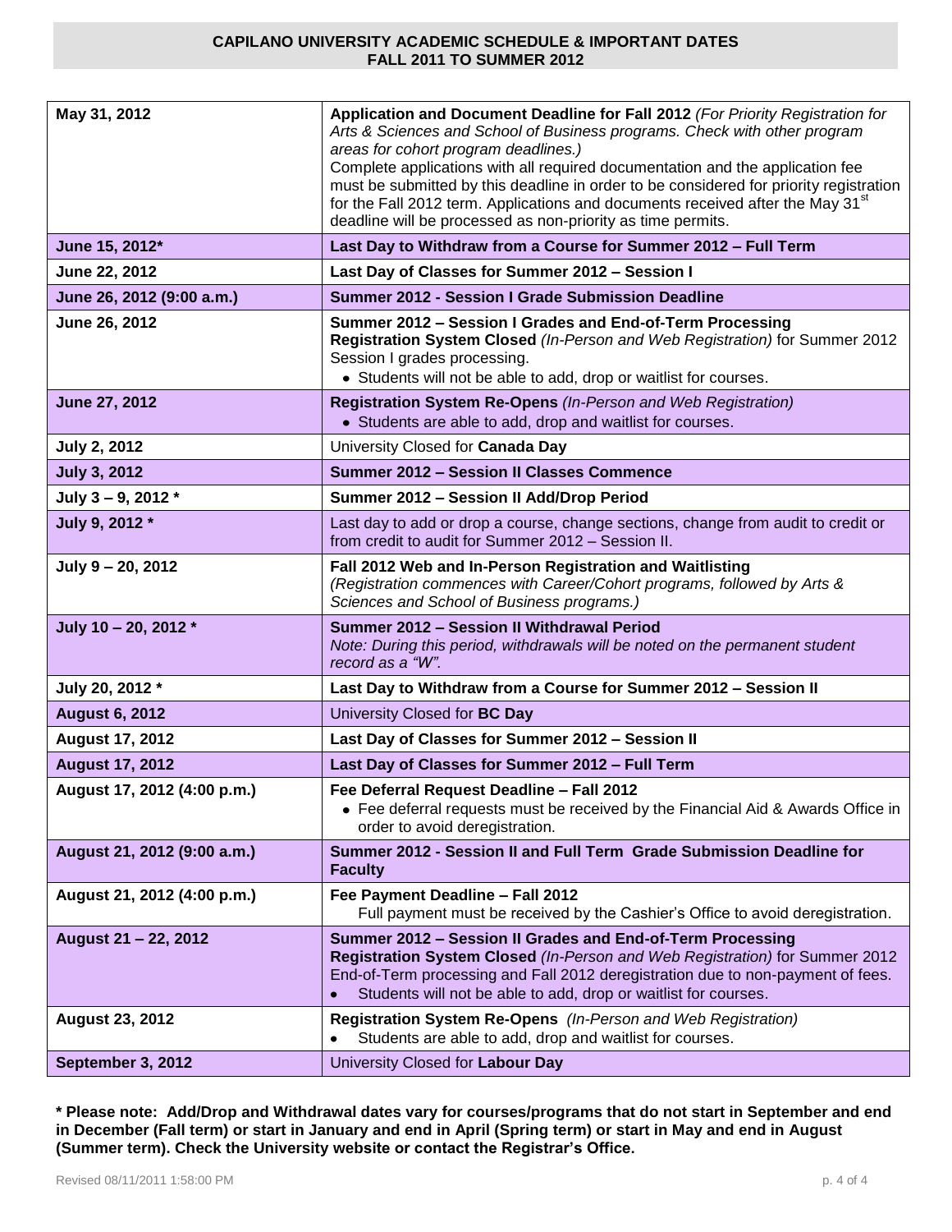| | |
|---|---|
| May 31, 2012 | **Application and Document Deadline for Fall 2012** *(For Priority Registration for Arts & Sciences and School of Business programs. Check with other program areas for cohort program deadlines.)* Complete applications with all required documentation and the application fee must be submitted by this deadline in order to be considered for priority registration for the Fall 2012 term. Applications and documents received after the May 31st deadline will be processed as non-priority as time permits. |
| **June 15, 2012*** | **Last Day to Withdraw from a Course for Summer 2012 – Full Term** |
| **June 22, 2012** | **Last Day of Classes for Summer 2012 – Session I** |
| **June 26, 2012 (9:00 a.m.)** | **Summer 2012 - Session I Grade Submission Deadline** |
| **June 26, 2012** | **Summer 2012 – Session I Grades and End-of-Term Processing** **Registration System Closed** *(In-Person and Web Registration)* for Summer 2012 Session I grades processing. • Students will not be able to add, drop or waitlist for courses. |
| **June 27, 2012** | **Registration System Re-Opens** *(In-Person and Web Registration)* • Students are able to add, drop and waitlist for courses. |
| **July 2, 2012** | University Closed for **Canada Day** |
| **July 3, 2012** | **Summer 2012 – Session II Classes Commence** |
| **July 3 – 9, 2012 *** | **Summer 2012 – Session II Add/Drop Period** |
| **July 9, 2012 *** | Last day to add or drop a course, change sections, change from audit to credit or from credit to audit for Summer 2012 – Session II. |
| **July 9 – 20, 2012** | **Fall 2012 Web and In-Person Registration and Waitlisting** *(Registration commences with Career/Cohort programs, followed by Arts & Sciences and School of Business programs.)* |
| **July 10 – 20, 2012 *** | **Summer 2012 – Session II Withdrawal Period** *Note: During this period, withdrawals will be noted on the permanent student record as a "W".* |
| **July 20, 2012 *** | **Last Day to Withdraw from a Course for Summer 2012 – Session II** |
| **August 6, 2012** | University Closed for **BC Day** |
| **August 17, 2012** | **Last Day of Classes for Summer 2012 – Session II** |
| **August 17, 2012** | **Last Day of Classes for Summer 2012 – Full Term** |
| **August 17, 2012 (4:00 p.m.)** | **Fee Deferral Request Deadline – Fall 2012** • Fee deferral requests must be received by the Financial Aid & Awards Office in order to avoid deregistration. |
| **August 21, 2012 (9:00 a.m.)** | **Summer 2012 - Session II and Full Term Grade Submission Deadline for Faculty** |
| **August 21, 2012 (4:00 p.m.)** | **Fee Payment Deadline – Fall 2012** Full payment must be received by the Cashier's Office to avoid deregistration. |
| **August 21 – 22, 2012** | **Summer 2012 – Session II Grades and End-of-Term Processing** **Registration System Closed** *(In-Person and Web Registration)* for Summer 2012 End-of-Term processing and Fall 2012 deregistration due to non-payment of fees. • Students will not be able to add, drop or waitlist for courses. |
| **August 23, 2012** | **Registration System Re-Opens** *(In-Person and Web Registration)* • Students are able to add, drop and waitlist for courses. |
| **September 3, 2012** | University Closed for **Labour Day** |

**\* Please note: Add/Drop and Withdrawal dates vary for courses/programs that do not start in September and end in December (Fall term) or start in January and end in April (Spring term) or start in May and end in August (Summer term). Check the University website or contact the Registrar's Office.**